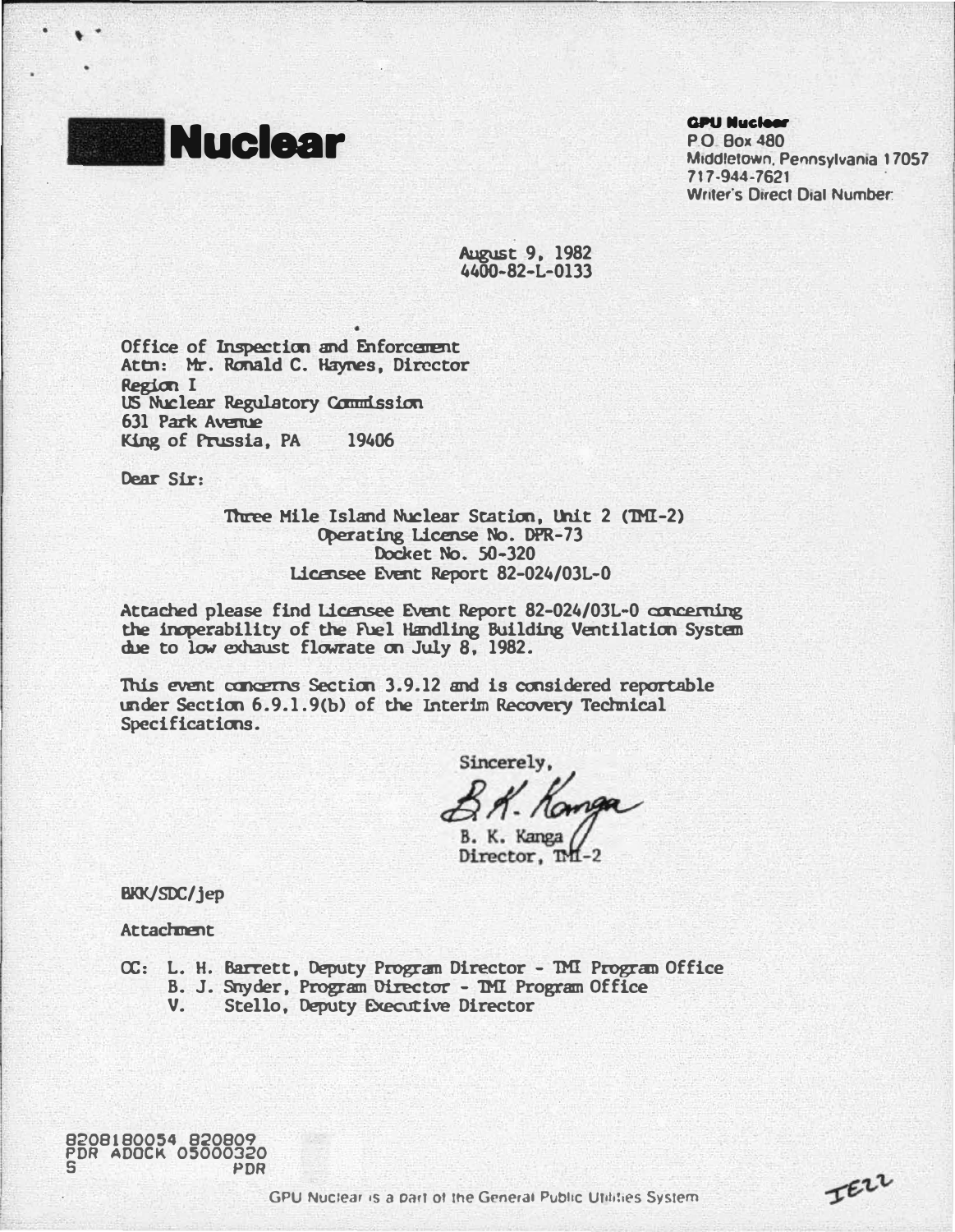# Nuclear

**GPU Nuclear**
P.O. Box 480
Middletown, Pennsylvania 17057
717-944-7621
Writer's Direct Dial Number:

August 9, 1982
4400-82-L-0133

Office of Inspection and Enforcement
Attn: Mr. Ronald C. Haynes, Director
Region I
US Nuclear Regulatory Commission
631 Park Avenue
King of Prussia, PA 19406

Dear Sir:

Three Mile Island Nuclear Station, Unit 2 (TMI-2)
Operating License No. DPR-73
Docket No. 50-320
Licensee Event Report 82-024/03L-0

Attached please find Licensee Event Report 82-024/03L-0 concerning the inoperability of the Fuel Handling Building Ventilation System due to low exhaust flowrate on July 8, 1982.

This event concerns Section 3.9.12 and is considered reportable under Section 6.9.1.9(b) of the Interim Recovery Technical Specifications.

Sincerely,

B. K. Kanga
B. K. Kanga
Director, TMI-2

BKK/SDC/jep

Attachment

CC: L. H. Barrett, Deputy Program Director - TMI Program Office
B. J. Snyder, Program Director - TMI Program Office
V. Stello, Deputy Executive Director

8208180054 820809
PDR ADOCK 05000320
S PDR

GPU Nuclear is a part of the General Public Utilities System

IE22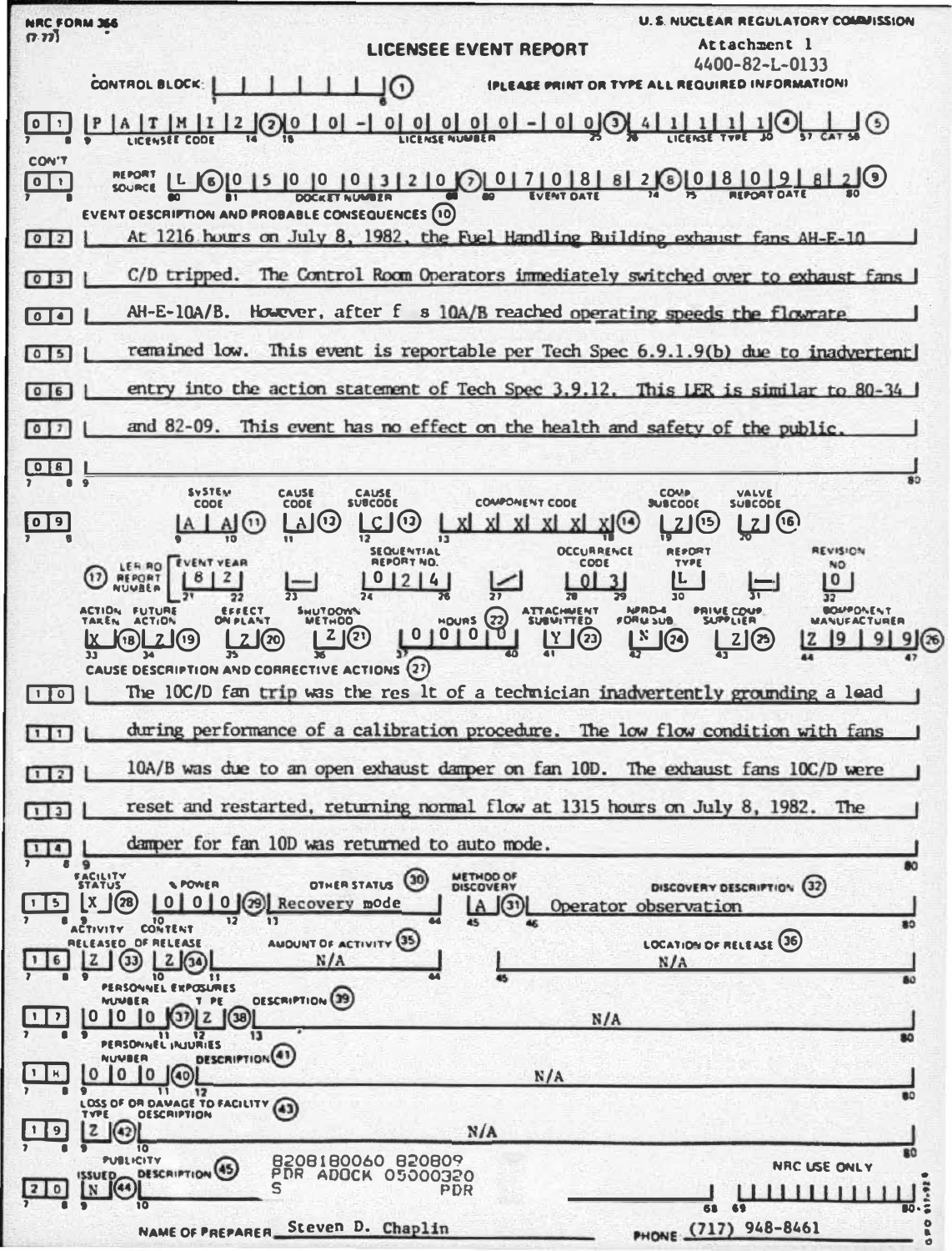NRC FORM 366
(7-77)

U.S. NUCLEAR REGULATORY COMMISSION

# LICENSEE EVENT REPORT

Attachment 1
4400-82-L-0133

CONTROL BLOCK: (1) (PLEASE PRINT OR TYPE ALL REQUIRED INFORMATION)

| | | |
|---|---|---|
| 0 1 | LICENSEE CODE | P A T M I 2 (2) |
| | LICENSE NUMBER | 0 0 - 0 0 0 0 0 - 0 0 (3) |
| | LICENSE TYPE | 4 1 1 1 1 (4) |
| | CAT | (5) |

CON'T

| | | |
|---|---|---|
| 0 1 | REPORT SOURCE | L (6) |
| | DOCKET NUMBER | 0 5 0 0 0 3 2 0 (7) |
| | EVENT DATE | 0 7 0 8 8 2 (8) |
| | REPORT DATE | 0 8 0 9 8 2 (9) |

EVENT DESCRIPTION AND PROBABLE CONSEQUENCES (10)

0 2 At 1216 hours on July 8, 1982, the Fuel Handling Building exhaust fans AH-E-10
0 3 C/D tripped. The Control Room Operators immediately switched over to exhaust fans
0 4 AH-E-10A/B. However, after f s 10A/B reached operating speeds the flowrate
0 5 remained low. This event is reportable per Tech Spec 6.9.1.9(b) due to inadvertent
0 6 entry into the action statement of Tech Spec 3.9.12. This LER is similar to 80-34
0 7 and 82-09. This event has no effect on the health and safety of the public.
0 8

| SYSTEM CODE | CAUSE CODE | CAUSE SUBCODE | COMPONENT CODE | COMP SUBCODE | VALVE SUBCODE |
|---|---|---|---|---|---|
| A A (11) | A (12) | C (13) | X X X X X X (14) | Z (15) | Z (16) |

(17) LER/RO REPORT NUMBER

| EVENT YEAR | | SEQUENTIAL REPORT NO. | | OCCURRENCE CODE | REPORT TYPE | | REVISION NO. |
|---|---|---|---|---|---|---|---|
| 8 2 | — | 0 2 4 | / | 0 3 | L | — | 0 |

| ACTION TAKEN | FUTURE ACTION | EFFECT ON PLANT | SHUTDOWN METHOD | HOURS (22) | ATTACHMENT SUBMITTED | NPRD-4 FORM SUB. | PRIME COMP. SUPPLIER | COMPONENT MANUFACTURER |
|---|---|---|---|---|---|---|---|---|
| X (18) | Z (19) | Z (20) | Z (21) | 0 0 0 0 | Y (23) | N (24) | Z (25) | Z 9 9 9 (26) |

CAUSE DESCRIPTION AND CORRECTIVE ACTIONS (27)

1 0 The 10C/D fan trip was the res lt of a technician inadvertently grounding a lead
1 1 during performance of a calibration procedure. The low flow condition with fans
1 2 10A/B was due to an open exhaust damper on fan 10D. The exhaust fans 10C/D were
1 3 reset and restarted, returning normal flow at 1315 hours on July 8, 1982. The
1 4 damper for fan 10D was returned to auto mode.

| | FACILITY STATUS | % POWER | OTHER STATUS (30) | METHOD OF DISCOVERY | DISCOVERY DESCRIPTION (32) |
|---|---|---|---|---|---|
| 1 5 | X (28) | 0 0 0 (29) | Recovery mode | A (31) | Operator observation |

| | ACTIVITY RELEASED | CONTENT OF RELEASE | AMOUNT OF ACTIVITY (35) | LOCATION OF RELEASE (36) |
|---|---|---|---|---|
| 1 6 | Z (33) | Z (34) | N/A | N/A |

PERSONNEL EXPOSURES

| | NUMBER | TYPE | DESCRIPTION (39) |
|---|---|---|---|
| 1 7 | 0 0 0 (37) | Z (38) | N/A |

PERSONNEL INJURIES

| | NUMBER | DESCRIPTION (41) |
|---|---|---|
| 1 8 | 0 0 0 (40) | N/A |

LOSS OF OR DAMAGE TO FACILITY (43)

| | TYPE | DESCRIPTION |
|---|---|---|
| 1 9 | Z (42) | N/A |

PUBLICITY

| | ISSUED | DESCRIPTION (45) |
|---|---|---|
| 2 0 | N (44) | |

8208180060 820809
PDR ADOCK 05000320
S PDR

NRC USE ONLY

NAME OF PREPARER Steven D. Chaplin

PHONE (717) 948-8461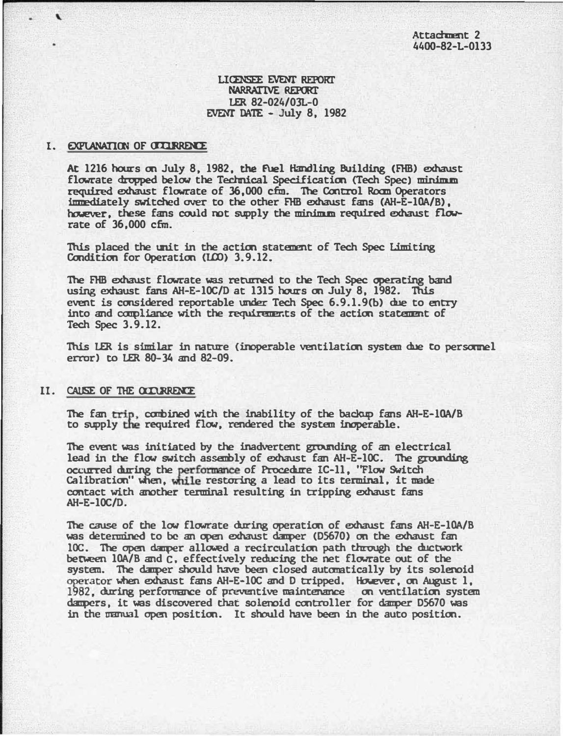Attachment 2
4400-82-L-0133

LICENSEE EVENT REPORT
NARRATIVE REPORT
LER 82-024/03L-0
EVENT DATE - July 8, 1982

## I. EXPLANATION OF OCCURRENCE

At 1216 hours on July 8, 1982, the Fuel Handling Building (FHB) exhaust flowrate dropped below the Technical Specification (Tech Spec) minimum required exhaust flowrate of 36,000 cfm. The Control Room Operators immediately switched over to the other FHB exhaust fans (AH-E-10A/B), however, these fans could not supply the minimum required exhaust flowrate of 36,000 cfm.

This placed the unit in the action statement of Tech Spec Limiting Condition for Operation (LCO) 3.9.12.

The FHB exhaust flowrate was returned to the Tech Spec operating band using exhaust fans AH-E-10C/D at 1315 hours on July 8, 1982. This event is considered reportable under Tech Spec 6.9.1.9(b) due to entry into and compliance with the requirements of the action statement of Tech Spec 3.9.12.

This LER is similar in nature (inoperable ventilation system due to personnel error) to LER 80-34 and 82-09.

## II. CAUSE OF THE OCCURRENCE

The fan trip, combined with the inability of the backup fans AH-E-10A/B to supply the required flow, rendered the system inoperable.

The event was initiated by the inadvertent grounding of an electrical lead in the flow switch assembly of exhaust fan AH-E-10C. The grounding occurred during the performance of Procedure IC-11, "Flow Switch Calibration" when, while restoring a lead to its terminal, it made contact with another terminal resulting in tripping exhaust fans AH-E-10C/D.

The cause of the low flowrate during operation of exhaust fans AH-E-10A/B was determined to be an open exhaust damper (D5670) on the exhaust fan 10C. The open damper allowed a recirculation path through the ductwork between 10A/B and C, effectively reducing the net flowrate out of the system. The damper should have been closed automatically by its solenoid operator when exhaust fans AH-E-10C and D tripped. However, on August 1, 1982, during performance of preventive maintenance on ventilation system dampers, it was discovered that solenoid controller for damper D5670 was in the manual open position. It should have been in the auto position.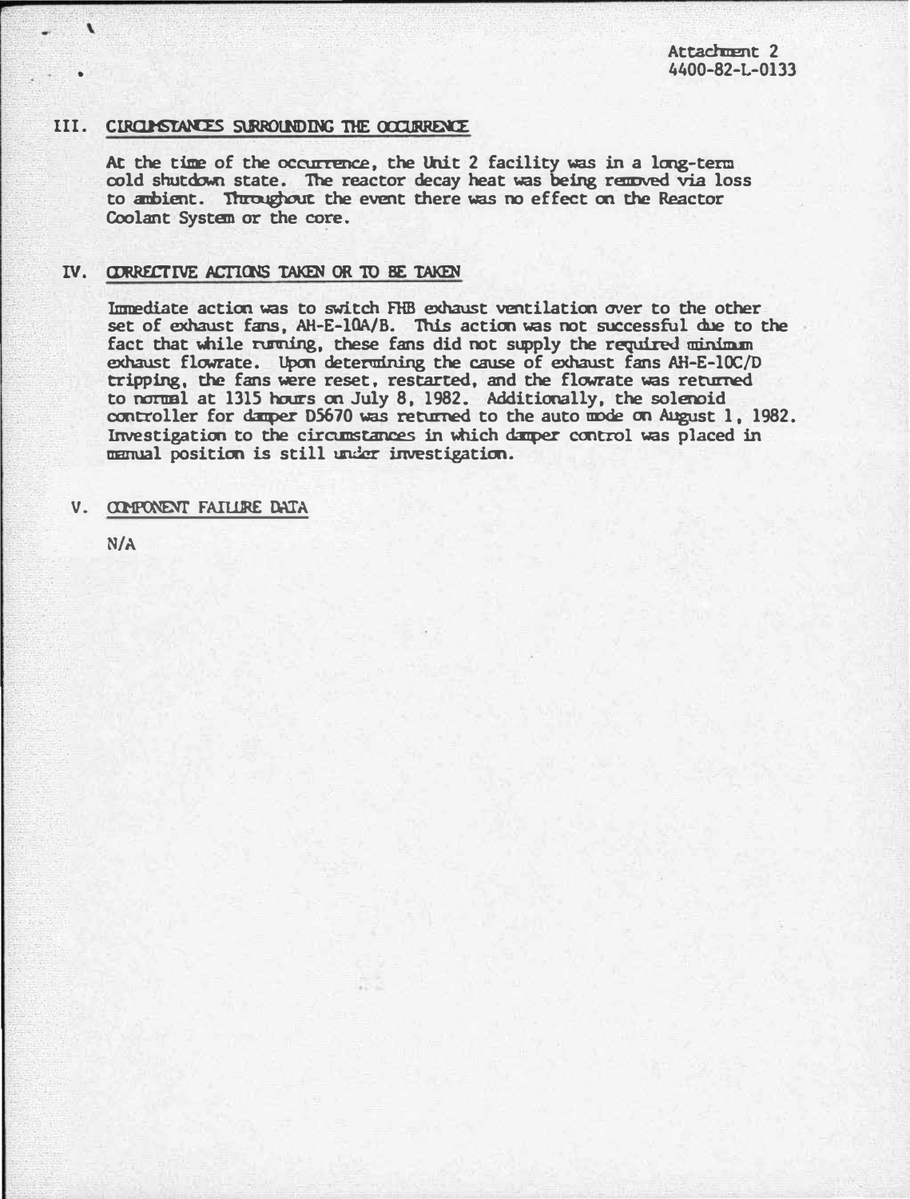Attachment 2
4400-82-L-0133

## III. CIRCUMSTANCES SURROUNDING THE OCCURRENCE

At the time of the occurrence, the Unit 2 facility was in a long-term cold shutdown state. The reactor decay heat was being removed via loss to ambient. Throughout the event there was no effect on the Reactor Coolant System or the core.

## IV. CORRECTIVE ACTIONS TAKEN OR TO BE TAKEN

Immediate action was to switch FHB exhaust ventilation over to the other set of exhaust fans, AH-E-10A/B. This action was not successful due to the fact that while running, these fans did not supply the required minimum exhaust flowrate. Upon determining the cause of exhaust fans AH-E-10C/D tripping, the fans were reset, restarted, and the flowrate was returned to normal at 1315 hours on July 8, 1982. Additionally, the solenoid controller for damper D5670 was returned to the auto mode on August 1, 1982. Investigation to the circumstances in which damper control was placed in manual position is still under investigation.

## V. COMPONENT FAILURE DATA

N/A